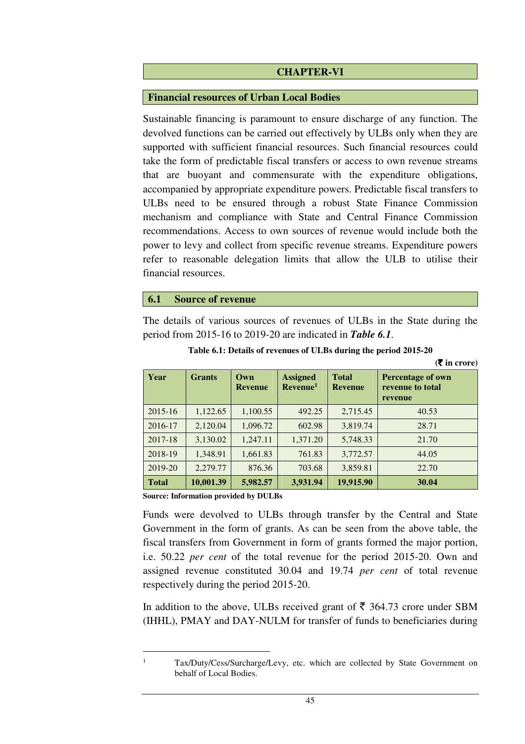# CHAPTER-VI

## Financial resources of Urban Local Bodies

Sustainable financing is paramount to ensure discharge of any function. The devolved functions can be carried out effectively by ULBs only when they are supported with sufficient financial resources. Such financial resources could take the form of predictable fiscal transfers or access to own revenue streams that are buoyant and commensurate with the expenditure obligations, accompanied by appropriate expenditure powers. Predictable fiscal transfers to ULBs need to be ensured through a robust State Finance Commission mechanism and compliance with State and Central Finance Commission recommendations. Access to own sources of revenue would include both the power to levy and collect from specific revenue streams. Expenditure powers refer to reasonable delegation limits that allow the ULB to utilise their financial resources.

## 6.1 Source of revenue

The details of various sources of revenues of ULBs in the State during the period from 2015-16 to 2019-20 are indicated in ***Table 6.1***.

**Table 6.1: Details of revenues of ULBs during the period 2015-20**

**(₹ in crore)**

| Year | Grants | Own Revenue | Assigned Revenue[1] | Total Revenue | Percentage of own revenue to total revenue |
|---|---|---|---|---|---|
| 2015-16 | 1,122.65 | 1,100.55 | 492.25 | 2,715.45 | 40.53 |
| 2016-17 | 2,120.04 | 1,096.72 | 602.98 | 3,819.74 | 28.71 |
| 2017-18 | 3,130.02 | 1,247.11 | 1,371.20 | 5,748.33 | 21.70 |
| 2018-19 | 1,348.91 | 1,661.83 | 761.83 | 3,772.57 | 44.05 |
| 2019-20 | 2,279.77 | 876.36 | 703.68 | 3,859.81 | 22.70 |
| **Total** | **10,001.39** | **5,982.57** | **3,931.94** | **19,915.90** | **30.04** |

**Source: Information provided by DULBs**

Funds were devolved to ULBs through transfer by the Central and State Government in the form of grants. As can be seen from the above table, the fiscal transfers from Government in form of grants formed the major portion, i.e. 50.22 *per cent* of the total revenue for the period 2015-20. Own and assigned revenue constituted 30.04 and 19.74 *per cent* of total revenue respectively during the period 2015-20.

In addition to the above, ULBs received grant of ₹ 364.73 crore under SBM (IHHL), PMAY and DAY-NULM for transfer of funds to beneficiaries during

---

[1] Tax/Duty/Cess/Surcharge/Levy, etc. which are collected by State Government on behalf of Local Bodies.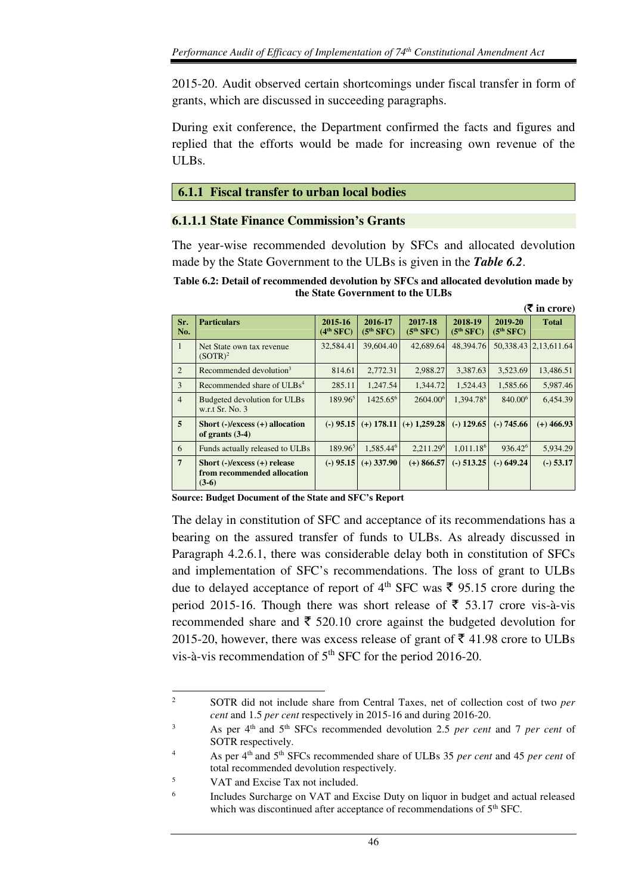2015-20. Audit observed certain shortcomings under fiscal transfer in form of grants, which are discussed in succeeding paragraphs.

During exit conference, the Department confirmed the facts and figures and replied that the efforts would be made for increasing own revenue of the ULBs.

### 6.1.1 Fiscal transfer to urban local bodies

#### 6.1.1.1 State Finance Commission's Grants

The year-wise recommended devolution by SFCs and allocated devolution made by the State Government to the ULBs is given in the ***Table 6.2***.

**Table 6.2: Detail of recommended devolution by SFCs and allocated devolution made by the State Government to the ULBs**

(₹ in crore)

| Sr. No. | Particulars | 2015-16 (4th SFC) | 2016-17 (5th SFC) | 2017-18 (5th SFC) | 2018-19 (5th SFC) | 2019-20 (5th SFC) | Total |
|---|---|---|---|---|---|---|---|
| 1 | Net State own tax revenue (SOTR)[2] | 32,584.41 | 39,604.40 | 42,689.64 | 48,394.76 | 50,338.43 | 2,13,611.64 |
| 2 | Recommended devolution[3] | 814.61 | 2,772.31 | 2,988.27 | 3,387.63 | 3,523.69 | 13,486.51 |
| 3 | Recommended share of ULBs[4] | 285.11 | 1,247.54 | 1,344.72 | 1,524.43 | 1,585.66 | 5,987.46 |
| 4 | Budgeted devolution for ULBs w.r.t Sr. No. 3 | 189.96[5] | 1425.65[6] | 2604.00[6] | 1,394.78[6] | 840.00[6] | 6,454.39 |
| **5** | **Short (-)/excess (+) allocation of grants (3-4)** | **(-) 95.15** | **(+) 178.11** | **(+) 1,259.28** | **(-) 129.65** | **(-) 745.66** | **(+) 466.93** |
| 6 | Funds actually released to ULBs | 189.96[5] | 1,585.44[6] | 2,211.29[6] | 1,011.18[6] | 936.42[6] | 5,934.29 |
| **7** | **Short (-)/excess (+) release from recommended allocation (3-6)** | **(-) 95.15** | **(+) 337.90** | **(+) 866.57** | **(-) 513.25** | **(-) 649.24** | **(-) 53.17** |

**Source: Budget Document of the State and SFC's Report**

The delay in constitution of SFC and acceptance of its recommendations has a bearing on the assured transfer of funds to ULBs. As already discussed in Paragraph 4.2.6.1, there was considerable delay both in constitution of SFCs and implementation of SFC's recommendations. The loss of grant to ULBs due to delayed acceptance of report of 4th SFC was ₹ 95.15 crore during the period 2015-16. Though there was short release of ₹ 53.17 crore vis-à-vis recommended share and ₹ 520.10 crore against the budgeted devolution for 2015-20, however, there was excess release of grant of ₹ 41.98 crore to ULBs vis-à-vis recommendation of 5th SFC for the period 2016-20.

---

[2] SOTR did not include share from Central Taxes, net of collection cost of two *per cent* and 1.5 *per cent* respectively in 2015-16 and during 2016-20.

[3] As per 4th and 5th SFCs recommended devolution 2.5 *per cent* and 7 *per cent* of SOTR respectively.

[4] As per 4th and 5th SFCs recommended share of ULBs 35 *per cent* and 45 *per cent* of total recommended devolution respectively.

[5] VAT and Excise Tax not included.

[6] Includes Surcharge on VAT and Excise Duty on liquor in budget and actual released which was discontinued after acceptance of recommendations of 5th SFC.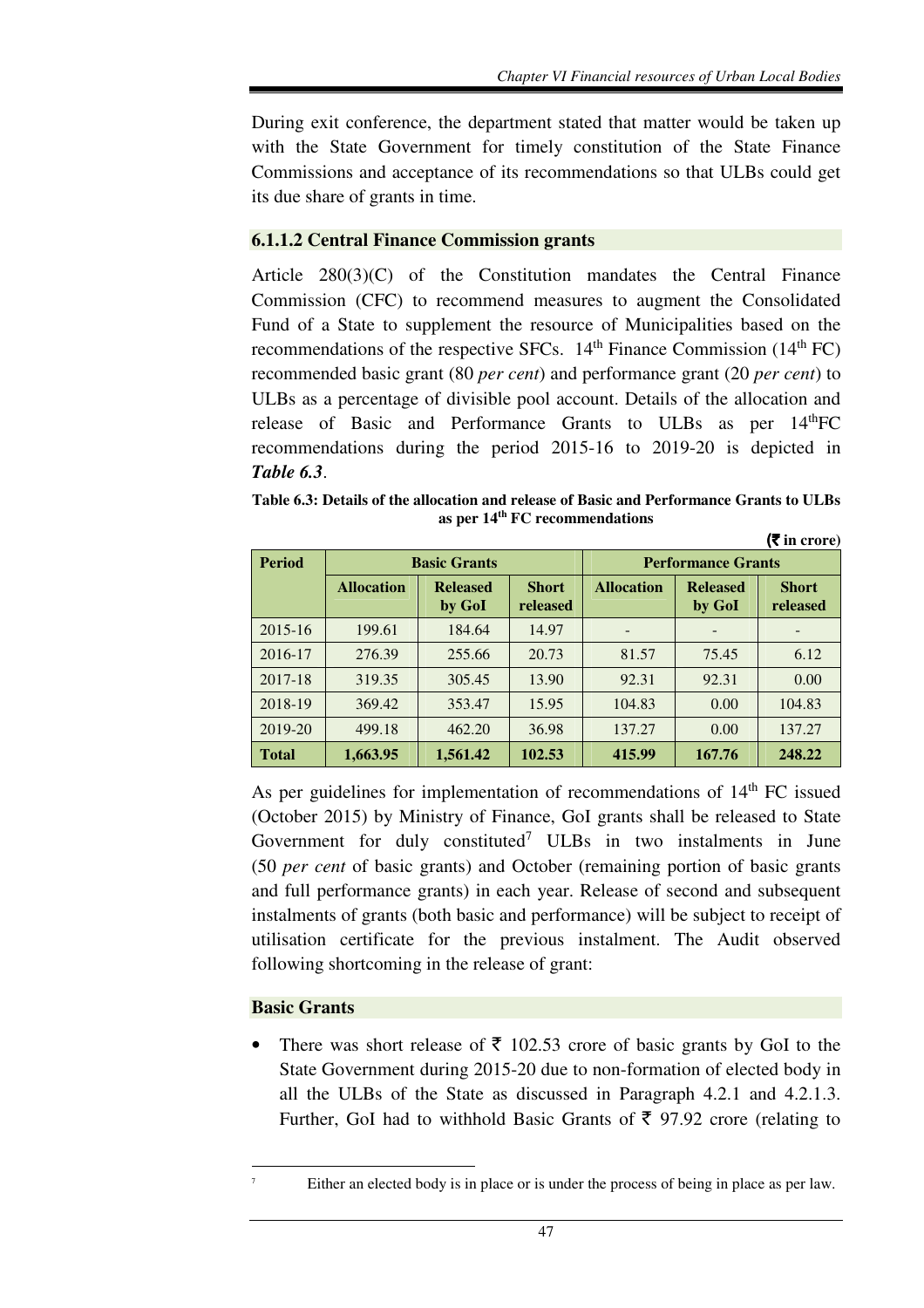During exit conference, the department stated that matter would be taken up with the State Government for timely constitution of the State Finance Commissions and acceptance of its recommendations so that ULBs could get its due share of grants in time.

### 6.1.1.2 Central Finance Commission grants

Article 280(3)(C) of the Constitution mandates the Central Finance Commission (CFC) to recommend measures to augment the Consolidated Fund of a State to supplement the resource of Municipalities based on the recommendations of the respective SFCs. 14th Finance Commission (14th FC) recommended basic grant (80 *per cent*) and performance grant (20 *per cent*) to ULBs as a percentage of divisible pool account. Details of the allocation and release of Basic and Performance Grants to ULBs as per 14th FC recommendations during the period 2015-16 to 2019-20 is depicted in ***Table 6.3***.

**Table 6.3: Details of the allocation and release of Basic and Performance Grants to ULBs as per 14th FC recommendations**

**(₹ in crore)**

| Period | Basic Grants | | | Performance Grants | | |
|---|---|---|---|---|---|---|
| | Allocation | Released by GoI | Short released | Allocation | Released by GoI | Short released |
| 2015-16 | 199.61 | 184.64 | 14.97 | - | - | - |
| 2016-17 | 276.39 | 255.66 | 20.73 | 81.57 | 75.45 | 6.12 |
| 2017-18 | 319.35 | 305.45 | 13.90 | 92.31 | 92.31 | 0.00 |
| 2018-19 | 369.42 | 353.47 | 15.95 | 104.83 | 0.00 | 104.83 |
| 2019-20 | 499.18 | 462.20 | 36.98 | 137.27 | 0.00 | 137.27 |
| **Total** | **1,663.95** | **1,561.42** | **102.53** | **415.99** | **167.76** | **248.22** |

As per guidelines for implementation of recommendations of 14th FC issued (October 2015) by Ministry of Finance, GoI grants shall be released to State Government for duly constituted[7] ULBs in two instalments in June (50 *per cent* of basic grants) and October (remaining portion of basic grants and full performance grants) in each year. Release of second and subsequent instalments of grants (both basic and performance) will be subject to receipt of utilisation certificate for the previous instalment. The Audit observed following shortcoming in the release of grant:

#### Basic Grants

- There was short release of ₹ 102.53 crore of basic grants by GoI to the State Government during 2015-20 due to non-formation of elected body in all the ULBs of the State as discussed in Paragraph 4.2.1 and 4.2.1.3. Further, GoI had to withhold Basic Grants of ₹ 97.92 crore (relating to

---

[7] Either an elected body is in place or is under the process of being in place as per law.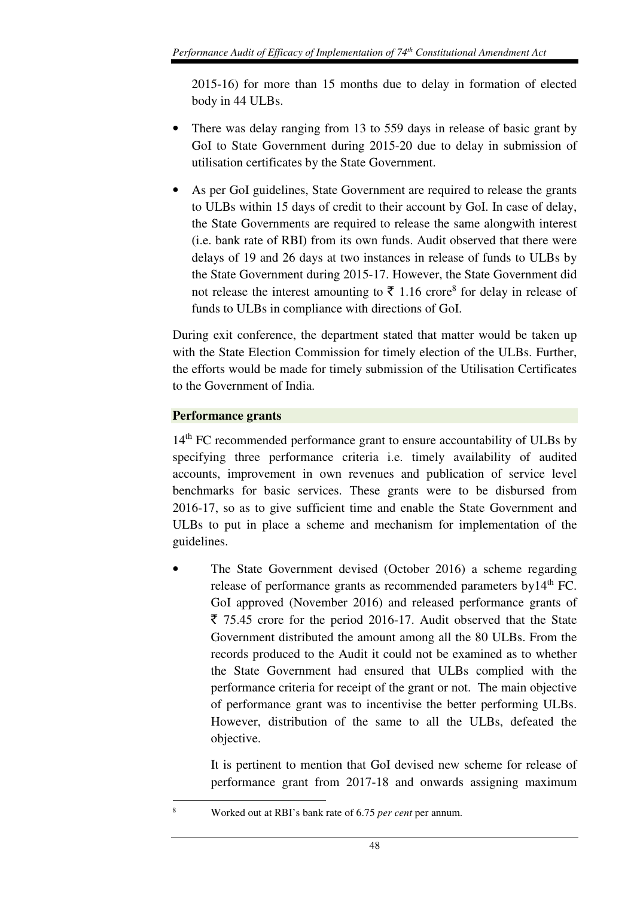2015-16) for more than 15 months due to delay in formation of elected body in 44 ULBs.

- There was delay ranging from 13 to 559 days in release of basic grant by GoI to State Government during 2015-20 due to delay in submission of utilisation certificates by the State Government.
- As per GoI guidelines, State Government are required to release the grants to ULBs within 15 days of credit to their account by GoI. In case of delay, the State Governments are required to release the same alongwith interest (i.e. bank rate of RBI) from its own funds. Audit observed that there were delays of 19 and 26 days at two instances in release of funds to ULBs by the State Government during 2015-17. However, the State Government did not release the interest amounting to ₹ 1.16 crore[8] for delay in release of funds to ULBs in compliance with directions of GoI.

During exit conference, the department stated that matter would be taken up with the State Election Commission for timely election of the ULBs. Further, the efforts would be made for timely submission of the Utilisation Certificates to the Government of India.

**Performance grants**

14th FC recommended performance grant to ensure accountability of ULBs by specifying three performance criteria i.e. timely availability of audited accounts, improvement in own revenues and publication of service level benchmarks for basic services. These grants were to be disbursed from 2016-17, so as to give sufficient time and enable the State Government and ULBs to put in place a scheme and mechanism for implementation of the guidelines.

- The State Government devised (October 2016) a scheme regarding release of performance grants as recommended parameters by14th FC. GoI approved (November 2016) and released performance grants of ₹ 75.45 crore for the period 2016-17. Audit observed that the State Government distributed the amount among all the 80 ULBs. From the records produced to the Audit it could not be examined as to whether the State Government had ensured that ULBs complied with the performance criteria for receipt of the grant or not. The main objective of performance grant was to incentivise the better performing ULBs. However, distribution of the same to all the ULBs, defeated the objective.

  It is pertinent to mention that GoI devised new scheme for release of performance grant from 2017-18 and onwards assigning maximum

[8] Worked out at RBI's bank rate of 6.75 *per cent* per annum.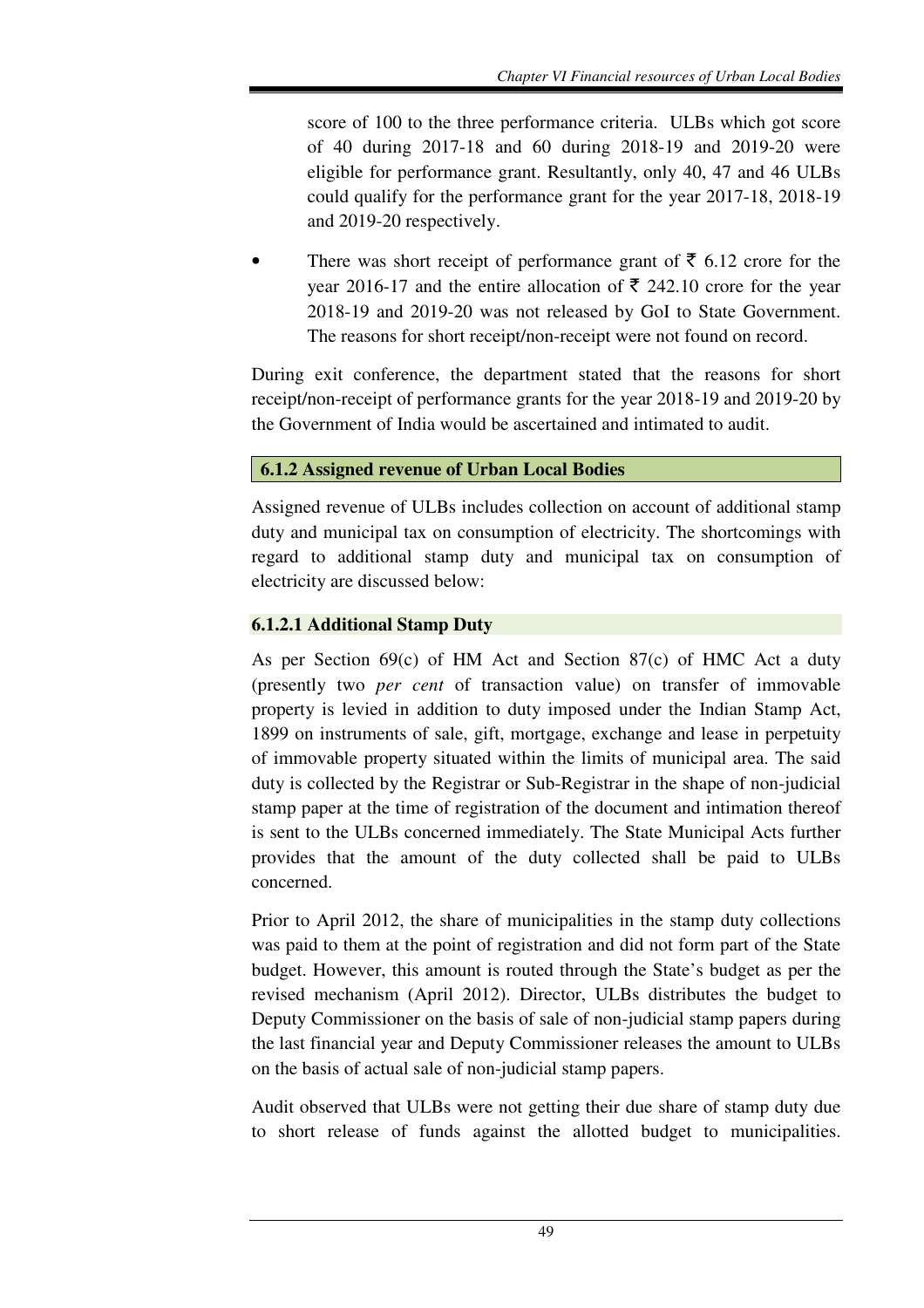score of 100 to the three performance criteria. ULBs which got score of 40 during 2017-18 and 60 during 2018-19 and 2019-20 were eligible for performance grant. Resultantly, only 40, 47 and 46 ULBs could qualify for the performance grant for the year 2017-18, 2018-19 and 2019-20 respectively.

- There was short receipt of performance grant of ₹ 6.12 crore for the year 2016-17 and the entire allocation of ₹ 242.10 crore for the year 2018-19 and 2019-20 was not released by GoI to State Government. The reasons for short receipt/non-receipt were not found on record.

During exit conference, the department stated that the reasons for short receipt/non-receipt of performance grants for the year 2018-19 and 2019-20 by the Government of India would be ascertained and intimated to audit.

### 6.1.2 Assigned revenue of Urban Local Bodies

Assigned revenue of ULBs includes collection on account of additional stamp duty and municipal tax on consumption of electricity. The shortcomings with regard to additional stamp duty and municipal tax on consumption of electricity are discussed below:

#### 6.1.2.1 Additional Stamp Duty

As per Section 69(c) of HM Act and Section 87(c) of HMC Act a duty (presently two *per cent* of transaction value) on transfer of immovable property is levied in addition to duty imposed under the Indian Stamp Act, 1899 on instruments of sale, gift, mortgage, exchange and lease in perpetuity of immovable property situated within the limits of municipal area. The said duty is collected by the Registrar or Sub-Registrar in the shape of non-judicial stamp paper at the time of registration of the document and intimation thereof is sent to the ULBs concerned immediately. The State Municipal Acts further provides that the amount of the duty collected shall be paid to ULBs concerned.

Prior to April 2012, the share of municipalities in the stamp duty collections was paid to them at the point of registration and did not form part of the State budget. However, this amount is routed through the State's budget as per the revised mechanism (April 2012). Director, ULBs distributes the budget to Deputy Commissioner on the basis of sale of non-judicial stamp papers during the last financial year and Deputy Commissioner releases the amount to ULBs on the basis of actual sale of non-judicial stamp papers.

Audit observed that ULBs were not getting their due share of stamp duty due to short release of funds against the allotted budget to municipalities.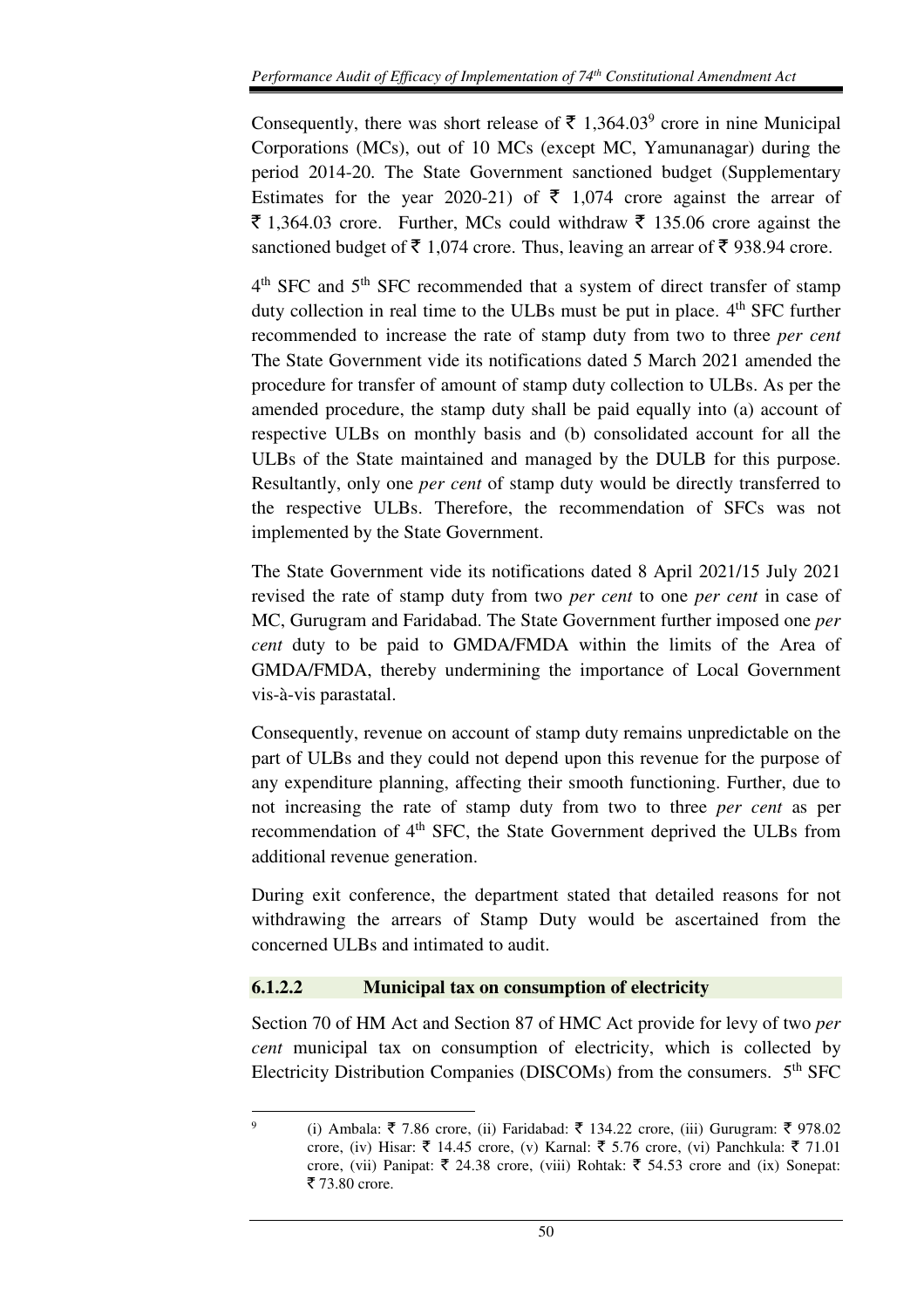Consequently, there was short release of ₹ 1,364.03[9] crore in nine Municipal Corporations (MCs), out of 10 MCs (except MC, Yamunanagar) during the period 2014-20. The State Government sanctioned budget (Supplementary Estimates for the year 2020-21) of ₹ 1,074 crore against the arrear of ₹ 1,364.03 crore. Further, MCs could withdraw ₹ 135.06 crore against the sanctioned budget of ₹ 1,074 crore. Thus, leaving an arrear of ₹ 938.94 crore.

4th SFC and 5th SFC recommended that a system of direct transfer of stamp duty collection in real time to the ULBs must be put in place. 4th SFC further recommended to increase the rate of stamp duty from two to three *per cent* The State Government vide its notifications dated 5 March 2021 amended the procedure for transfer of amount of stamp duty collection to ULBs. As per the amended procedure, the stamp duty shall be paid equally into (a) account of respective ULBs on monthly basis and (b) consolidated account for all the ULBs of the State maintained and managed by the DULB for this purpose. Resultantly, only one *per cent* of stamp duty would be directly transferred to the respective ULBs. Therefore, the recommendation of SFCs was not implemented by the State Government.

The State Government vide its notifications dated 8 April 2021/15 July 2021 revised the rate of stamp duty from two *per cent* to one *per cent* in case of MC, Gurugram and Faridabad. The State Government further imposed one *per cent* duty to be paid to GMDA/FMDA within the limits of the Area of GMDA/FMDA, thereby undermining the importance of Local Government vis-à-vis parastatal.

Consequently, revenue on account of stamp duty remains unpredictable on the part of ULBs and they could not depend upon this revenue for the purpose of any expenditure planning, affecting their smooth functioning. Further, due to not increasing the rate of stamp duty from two to three *per cent* as per recommendation of 4th SFC, the State Government deprived the ULBs from additional revenue generation.

During exit conference, the department stated that detailed reasons for not withdrawing the arrears of Stamp Duty would be ascertained from the concerned ULBs and intimated to audit.

#### 6.1.2.2 Municipal tax on consumption of electricity

Section 70 of HM Act and Section 87 of HMC Act provide for levy of two *per cent* municipal tax on consumption of electricity, which is collected by Electricity Distribution Companies (DISCOMs) from the consumers. 5th SFC

---

[9] (i) Ambala: ₹ 7.86 crore, (ii) Faridabad: ₹ 134.22 crore, (iii) Gurugram: ₹ 978.02 crore, (iv) Hisar: ₹ 14.45 crore, (v) Karnal: ₹ 5.76 crore, (vi) Panchkula: ₹ 71.01 crore, (vii) Panipat: ₹ 24.38 crore, (viii) Rohtak: ₹ 54.53 crore and (ix) Sonepat: ₹ 73.80 crore.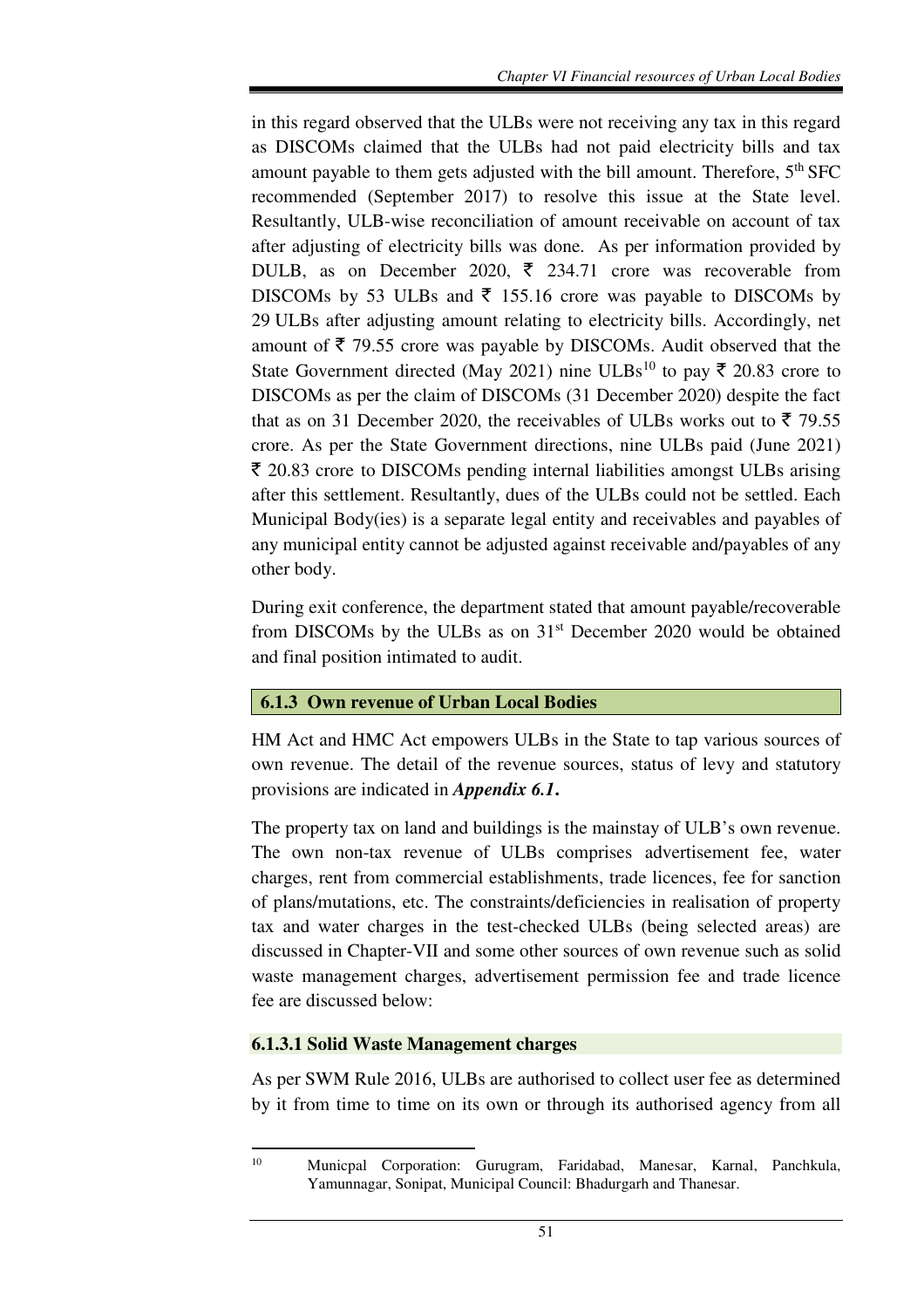in this regard observed that the ULBs were not receiving any tax in this regard as DISCOMs claimed that the ULBs had not paid electricity bills and tax amount payable to them gets adjusted with the bill amount. Therefore, 5th SFC recommended (September 2017) to resolve this issue at the State level. Resultantly, ULB-wise reconciliation of amount receivable on account of tax after adjusting of electricity bills was done. As per information provided by DULB, as on December 2020, ₹ 234.71 crore was recoverable from DISCOMs by 53 ULBs and ₹ 155.16 crore was payable to DISCOMs by 29 ULBs after adjusting amount relating to electricity bills. Accordingly, net amount of ₹ 79.55 crore was payable by DISCOMs. Audit observed that the State Government directed (May 2021) nine ULBs[10] to pay ₹ 20.83 crore to DISCOMs as per the claim of DISCOMs (31 December 2020) despite the fact that as on 31 December 2020, the receivables of ULBs works out to ₹ 79.55 crore. As per the State Government directions, nine ULBs paid (June 2021) ₹ 20.83 crore to DISCOMs pending internal liabilities amongst ULBs arising after this settlement. Resultantly, dues of the ULBs could not be settled. Each Municipal Body(ies) is a separate legal entity and receivables and payables of any municipal entity cannot be adjusted against receivable and/payables of any other body.

During exit conference, the department stated that amount payable/recoverable from DISCOMs by the ULBs as on 31st December 2020 would be obtained and final position intimated to audit.

### 6.1.3 Own revenue of Urban Local Bodies

HM Act and HMC Act empowers ULBs in the State to tap various sources of own revenue. The detail of the revenue sources, status of levy and statutory provisions are indicated in ***Appendix 6.1***.

The property tax on land and buildings is the mainstay of ULB's own revenue. The own non-tax revenue of ULBs comprises advertisement fee, water charges, rent from commercial establishments, trade licences, fee for sanction of plans/mutations, etc. The constraints/deficiencies in realisation of property tax and water charges in the test-checked ULBs (being selected areas) are discussed in Chapter-VII and some other sources of own revenue such as solid waste management charges, advertisement permission fee and trade licence fee are discussed below:

#### 6.1.3.1 Solid Waste Management charges

As per SWM Rule 2016, ULBs are authorised to collect user fee as determined by it from time to time on its own or through its authorised agency from all

---

[10] Municpal Corporation: Gurugram, Faridabad, Manesar, Karnal, Panchkula, Yamunnagar, Sonipat, Municipal Council: Bhadurgarh and Thanesar.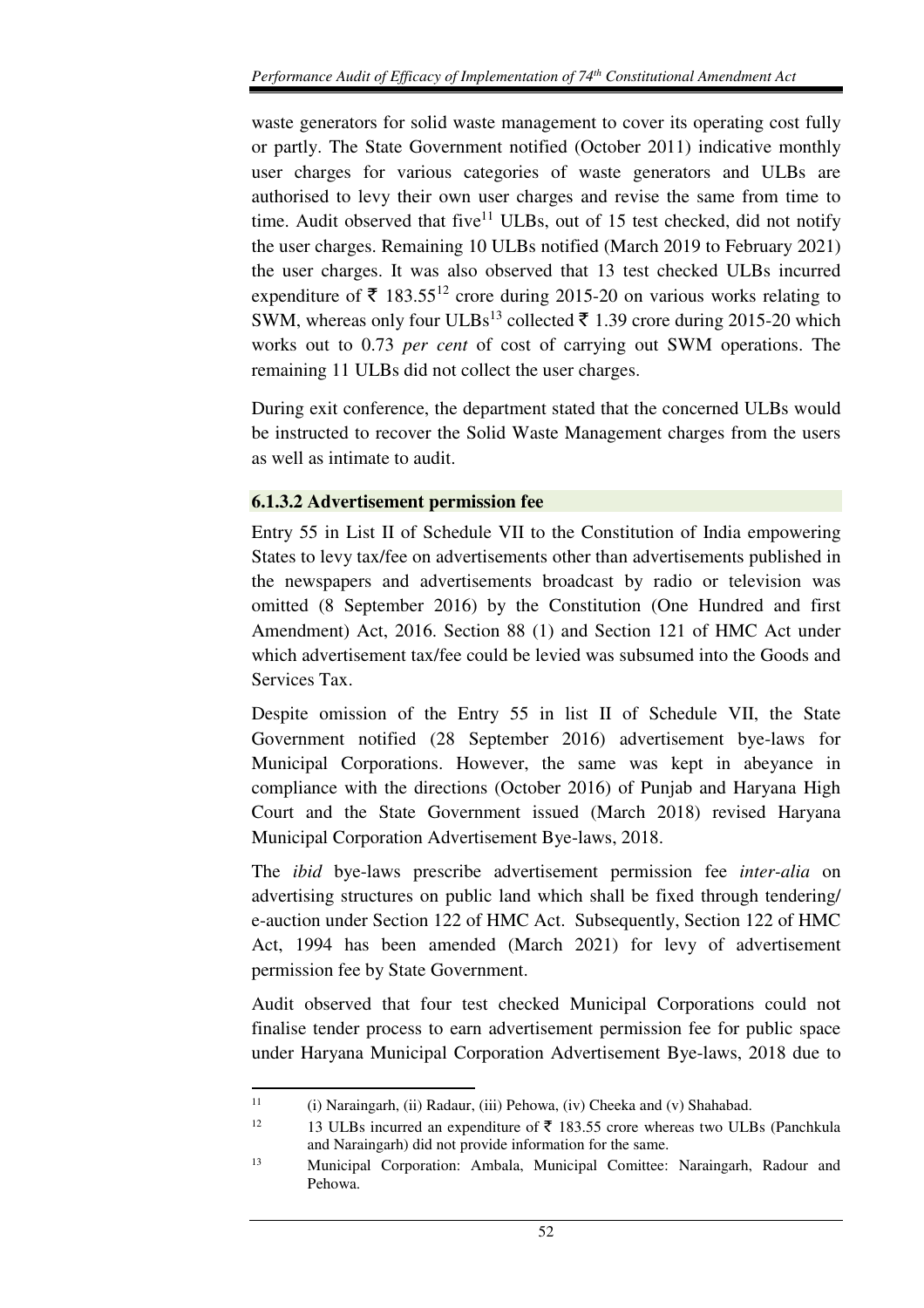waste generators for solid waste management to cover its operating cost fully or partly. The State Government notified (October 2011) indicative monthly user charges for various categories of waste generators and ULBs are authorised to levy their own user charges and revise the same from time to time. Audit observed that five[11] ULBs, out of 15 test checked, did not notify the user charges. Remaining 10 ULBs notified (March 2019 to February 2021) the user charges. It was also observed that 13 test checked ULBs incurred expenditure of ₹ 183.55[12] crore during 2015-20 on various works relating to SWM, whereas only four ULBs[13] collected ₹ 1.39 crore during 2015-20 which works out to 0.73 *per cent* of cost of carrying out SWM operations. The remaining 11 ULBs did not collect the user charges.

During exit conference, the department stated that the concerned ULBs would be instructed to recover the Solid Waste Management charges from the users as well as intimate to audit.

#### 6.1.3.2 Advertisement permission fee

Entry 55 in List II of Schedule VII to the Constitution of India empowering States to levy tax/fee on advertisements other than advertisements published in the newspapers and advertisements broadcast by radio or television was omitted (8 September 2016) by the Constitution (One Hundred and first Amendment) Act, 2016. Section 88 (1) and Section 121 of HMC Act under which advertisement tax/fee could be levied was subsumed into the Goods and Services Tax.

Despite omission of the Entry 55 in list II of Schedule VII, the State Government notified (28 September 2016) advertisement bye-laws for Municipal Corporations. However, the same was kept in abeyance in compliance with the directions (October 2016) of Punjab and Haryana High Court and the State Government issued (March 2018) revised Haryana Municipal Corporation Advertisement Bye-laws, 2018.

The *ibid* bye-laws prescribe advertisement permission fee *inter-alia* on advertising structures on public land which shall be fixed through tendering/ e-auction under Section 122 of HMC Act. Subsequently, Section 122 of HMC Act, 1994 has been amended (March 2021) for levy of advertisement permission fee by State Government.

Audit observed that four test checked Municipal Corporations could not finalise tender process to earn advertisement permission fee for public space under Haryana Municipal Corporation Advertisement Bye-laws, 2018 due to

---

[11] (i) Naraingarh, (ii) Radaur, (iii) Pehowa, (iv) Cheeka and (v) Shahabad.

[12] 13 ULBs incurred an expenditure of ₹ 183.55 crore whereas two ULBs (Panchkula and Naraingarh) did not provide information for the same.

[13] Municipal Corporation: Ambala, Municipal Comittee: Naraingarh, Radour and Pehowa.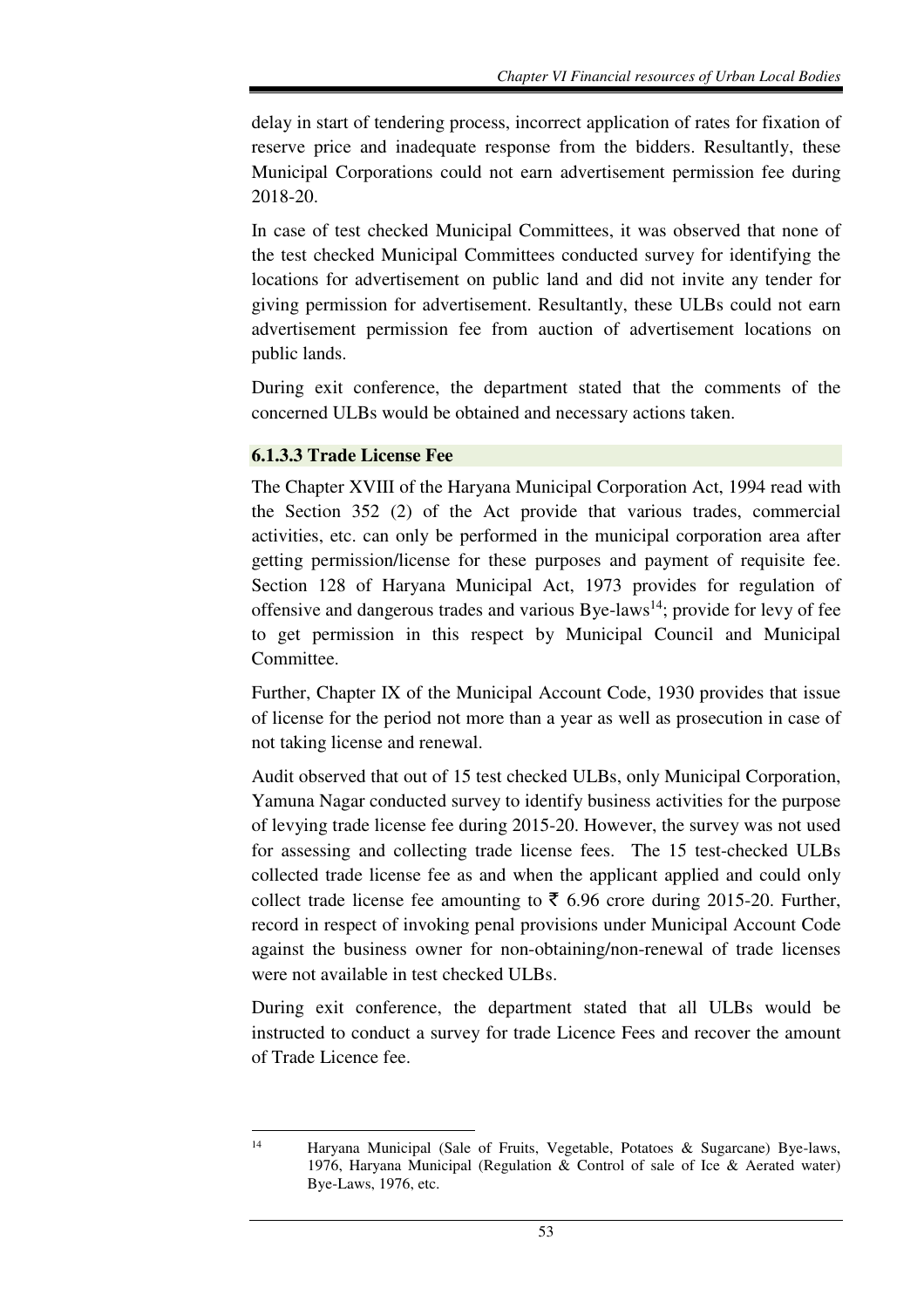delay in start of tendering process, incorrect application of rates for fixation of reserve price and inadequate response from the bidders. Resultantly, these Municipal Corporations could not earn advertisement permission fee during 2018-20.

In case of test checked Municipal Committees, it was observed that none of the test checked Municipal Committees conducted survey for identifying the locations for advertisement on public land and did not invite any tender for giving permission for advertisement. Resultantly, these ULBs could not earn advertisement permission fee from auction of advertisement locations on public lands.

During exit conference, the department stated that the comments of the concerned ULBs would be obtained and necessary actions taken.

#### 6.1.3.3 Trade License Fee

The Chapter XVIII of the Haryana Municipal Corporation Act, 1994 read with the Section 352 (2) of the Act provide that various trades, commercial activities, etc. can only be performed in the municipal corporation area after getting permission/license for these purposes and payment of requisite fee. Section 128 of Haryana Municipal Act, 1973 provides for regulation of offensive and dangerous trades and various Bye-laws[14]; provide for levy of fee to get permission in this respect by Municipal Council and Municipal Committee.

Further, Chapter IX of the Municipal Account Code, 1930 provides that issue of license for the period not more than a year as well as prosecution in case of not taking license and renewal.

Audit observed that out of 15 test checked ULBs, only Municipal Corporation, Yamuna Nagar conducted survey to identify business activities for the purpose of levying trade license fee during 2015-20. However, the survey was not used for assessing and collecting trade license fees. The 15 test-checked ULBs collected trade license fee as and when the applicant applied and could only collect trade license fee amounting to ₹ 6.96 crore during 2015-20. Further, record in respect of invoking penal provisions under Municipal Account Code against the business owner for non-obtaining/non-renewal of trade licenses were not available in test checked ULBs.

During exit conference, the department stated that all ULBs would be instructed to conduct a survey for trade Licence Fees and recover the amount of Trade Licence fee.

---

[14] Haryana Municipal (Sale of Fruits, Vegetable, Potatoes & Sugarcane) Bye-laws, 1976, Haryana Municipal (Regulation & Control of sale of Ice & Aerated water) Bye-Laws, 1976, etc.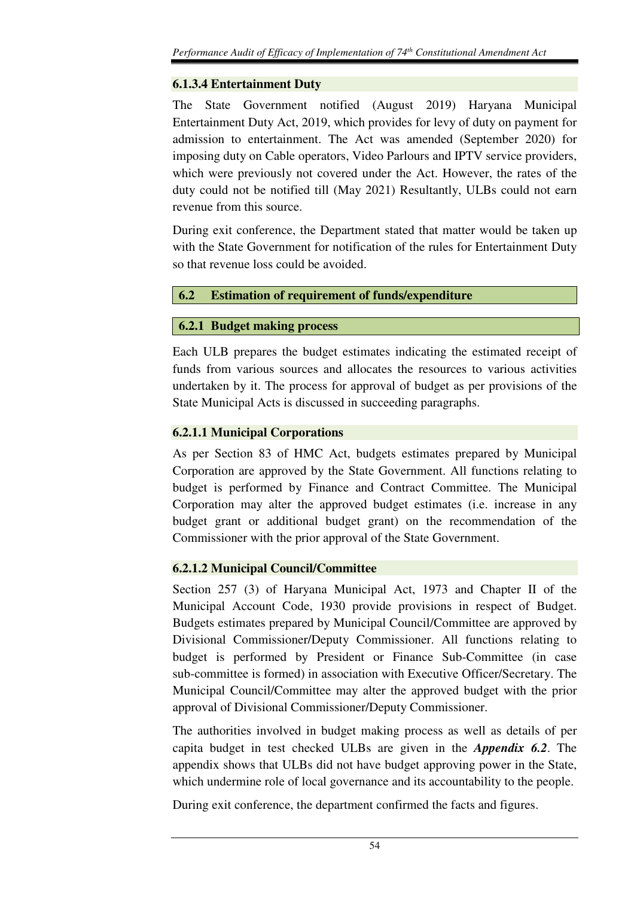#### 6.1.3.4 Entertainment Duty

The State Government notified (August 2019) Haryana Municipal Entertainment Duty Act, 2019, which provides for levy of duty on payment for admission to entertainment. The Act was amended (September 2020) for imposing duty on Cable operators, Video Parlours and IPTV service providers, which were previously not covered under the Act. However, the rates of the duty could not be notified till (May 2021) Resultantly, ULBs could not earn revenue from this source.

During exit conference, the Department stated that matter would be taken up with the State Government for notification of the rules for Entertainment Duty so that revenue loss could be avoided.

## 6.2 Estimation of requirement of funds/expenditure

### 6.2.1 Budget making process

Each ULB prepares the budget estimates indicating the estimated receipt of funds from various sources and allocates the resources to various activities undertaken by it. The process for approval of budget as per provisions of the State Municipal Acts is discussed in succeeding paragraphs.

#### 6.2.1.1 Municipal Corporations

As per Section 83 of HMC Act, budgets estimates prepared by Municipal Corporation are approved by the State Government. All functions relating to budget is performed by Finance and Contract Committee. The Municipal Corporation may alter the approved budget estimates (i.e. increase in any budget grant or additional budget grant) on the recommendation of the Commissioner with the prior approval of the State Government.

#### 6.2.1.2 Municipal Council/Committee

Section 257 (3) of Haryana Municipal Act, 1973 and Chapter II of the Municipal Account Code, 1930 provide provisions in respect of Budget. Budgets estimates prepared by Municipal Council/Committee are approved by Divisional Commissioner/Deputy Commissioner. All functions relating to budget is performed by President or Finance Sub-Committee (in case sub-committee is formed) in association with Executive Officer/Secretary. The Municipal Council/Committee may alter the approved budget with the prior approval of Divisional Commissioner/Deputy Commissioner.

The authorities involved in budget making process as well as details of per capita budget in test checked ULBs are given in the ***Appendix 6.2***. The appendix shows that ULBs did not have budget approving power in the State, which undermine role of local governance and its accountability to the people.

During exit conference, the department confirmed the facts and figures.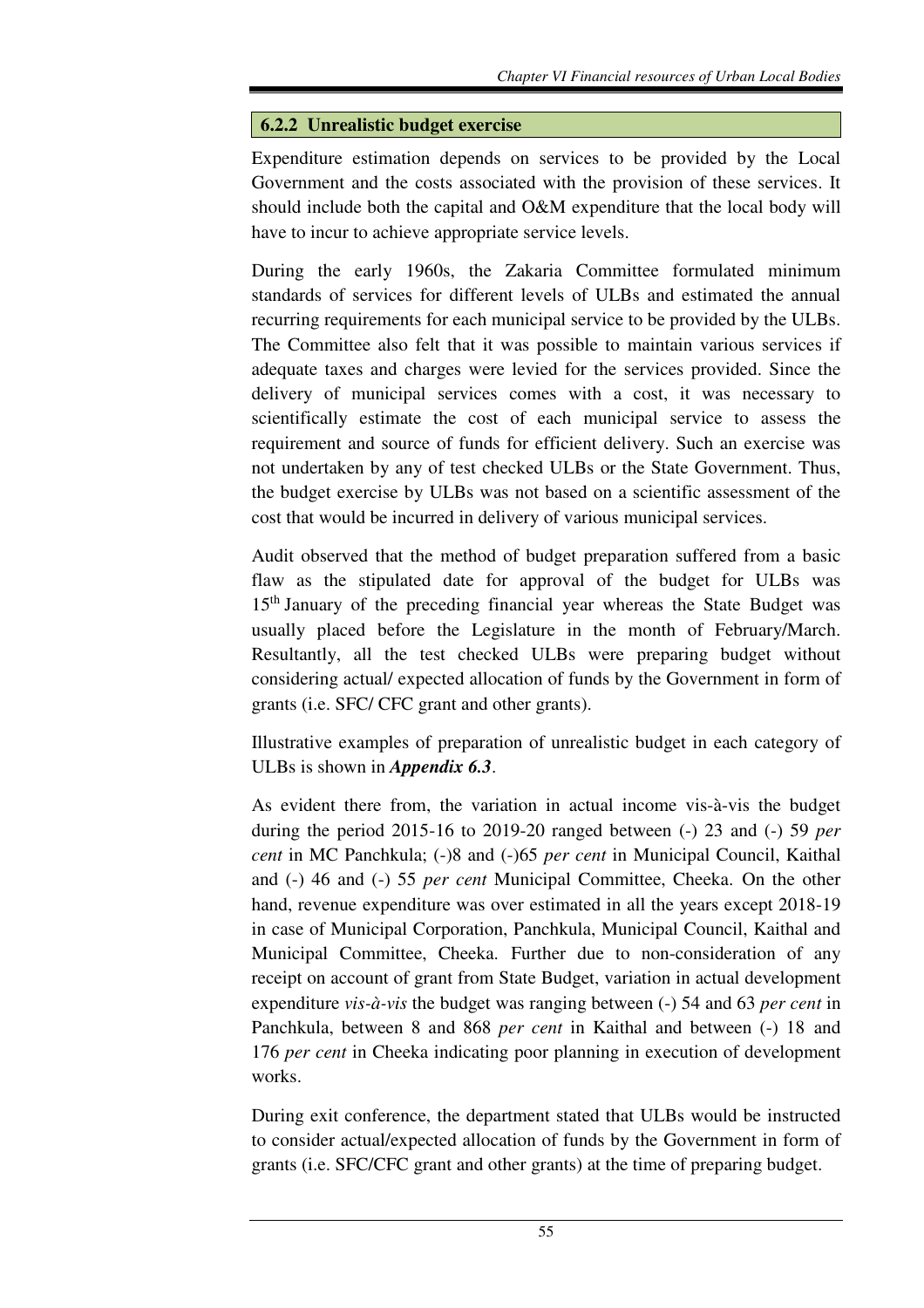### 6.2.2 Unrealistic budget exercise

Expenditure estimation depends on services to be provided by the Local Government and the costs associated with the provision of these services. It should include both the capital and O&M expenditure that the local body will have to incur to achieve appropriate service levels.

During the early 1960s, the Zakaria Committee formulated minimum standards of services for different levels of ULBs and estimated the annual recurring requirements for each municipal service to be provided by the ULBs. The Committee also felt that it was possible to maintain various services if adequate taxes and charges were levied for the services provided. Since the delivery of municipal services comes with a cost, it was necessary to scientifically estimate the cost of each municipal service to assess the requirement and source of funds for efficient delivery. Such an exercise was not undertaken by any of test checked ULBs or the State Government. Thus, the budget exercise by ULBs was not based on a scientific assessment of the cost that would be incurred in delivery of various municipal services.

Audit observed that the method of budget preparation suffered from a basic flaw as the stipulated date for approval of the budget for ULBs was 15th January of the preceding financial year whereas the State Budget was usually placed before the Legislature in the month of February/March. Resultantly, all the test checked ULBs were preparing budget without considering actual/ expected allocation of funds by the Government in form of grants (i.e. SFC/ CFC grant and other grants).

Illustrative examples of preparation of unrealistic budget in each category of ULBs is shown in ***Appendix 6.3***.

As evident there from, the variation in actual income vis-à-vis the budget during the period 2015-16 to 2019-20 ranged between (-) 23 and (-) 59 *per cent* in MC Panchkula; (-)8 and (-)65 *per cent* in Municipal Council, Kaithal and (-) 46 and (-) 55 *per cent* Municipal Committee, Cheeka. On the other hand, revenue expenditure was over estimated in all the years except 2018-19 in case of Municipal Corporation, Panchkula, Municipal Council, Kaithal and Municipal Committee, Cheeka. Further due to non-consideration of any receipt on account of grant from State Budget, variation in actual development expenditure *vis-à-vis* the budget was ranging between (-) 54 and 63 *per cent* in Panchkula, between 8 and 868 *per cent* in Kaithal and between (-) 18 and 176 *per cent* in Cheeka indicating poor planning in execution of development works.

During exit conference, the department stated that ULBs would be instructed to consider actual/expected allocation of funds by the Government in form of grants (i.e. SFC/CFC grant and other grants) at the time of preparing budget.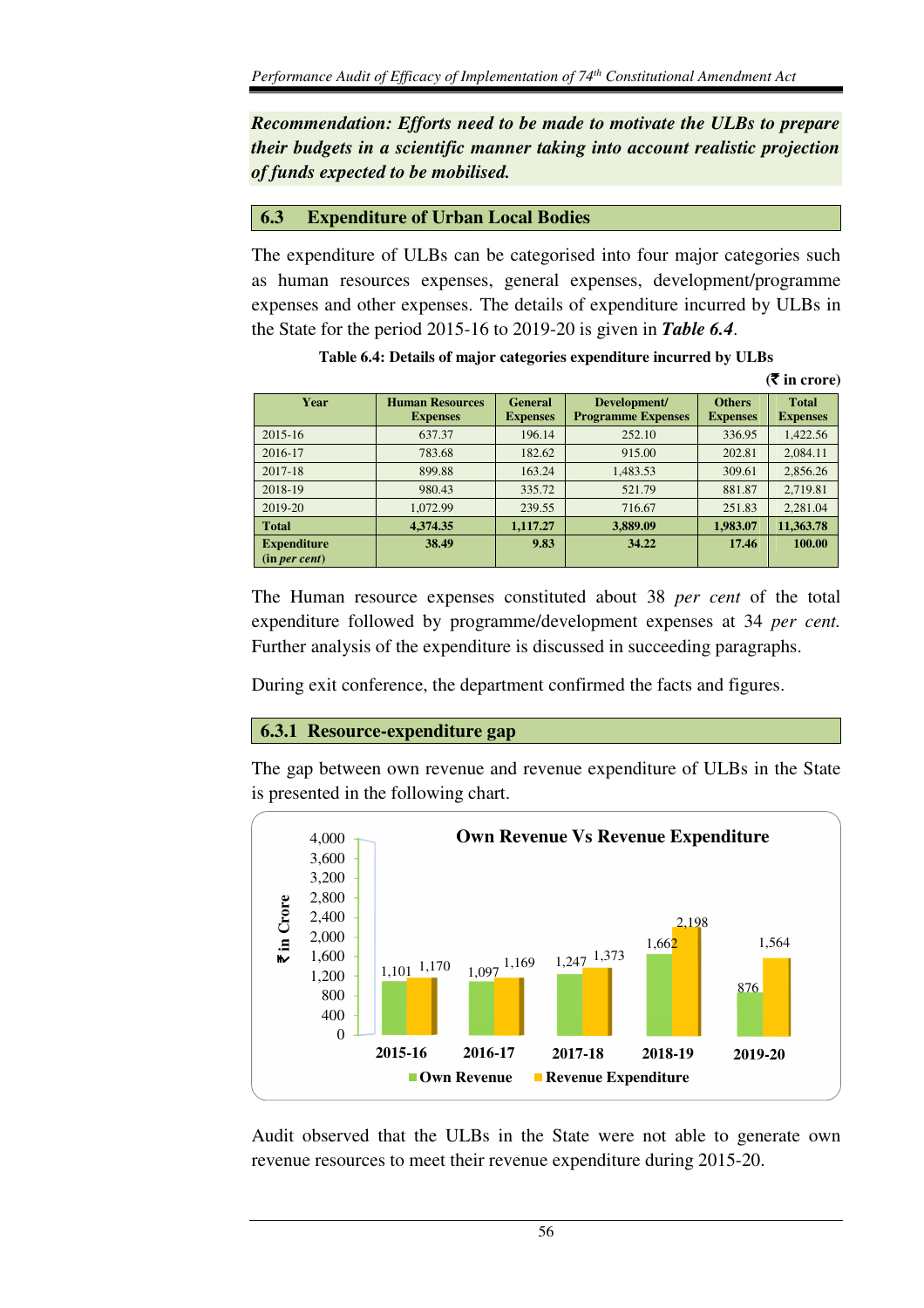***Recommendation: Efforts need to be made to motivate the ULBs to prepare their budgets in a scientific manner taking into account realistic projection of funds expected to be mobilised.***

## 6.3 Expenditure of Urban Local Bodies

The expenditure of ULBs can be categorised into four major categories such as human resources expenses, general expenses, development/programme expenses and other expenses. The details of expenditure incurred by ULBs in the State for the period 2015-16 to 2019-20 is given in ***Table 6.4***.

**Table 6.4: Details of major categories expenditure incurred by ULBs**

**(₹ in crore)**

| Year | Human Resources Expenses | General Expenses | Development/ Programme Expenses | Others Expenses | Total Expenses |
|---|---|---|---|---|---|
| 2015-16 | 637.37 | 196.14 | 252.10 | 336.95 | 1,422.56 |
| 2016-17 | 783.68 | 182.62 | 915.00 | 202.81 | 2,084.11 |
| 2017-18 | 899.88 | 163.24 | 1,483.53 | 309.61 | 2,856.26 |
| 2018-19 | 980.43 | 335.72 | 521.79 | 881.87 | 2,719.81 |
| 2019-20 | 1,072.99 | 239.55 | 716.67 | 251.83 | 2,281.04 |
| **Total** | **4,374.35** | **1,117.27** | **3,889.09** | **1,983.07** | **11,363.78** |
| **Expenditure (in *per cent*)** | **38.49** | **9.83** | **34.22** | **17.46** | **100.00** |

The Human resource expenses constituted about 38 *per cent* of the total expenditure followed by programme/development expenses at 34 *per cent.* Further analysis of the expenditure is discussed in succeeding paragraphs.

During exit conference, the department confirmed the facts and figures.

### 6.3.1 Resource-expenditure gap

The gap between own revenue and revenue expenditure of ULBs in the State is presented in the following chart.

**Own Revenue Vs Revenue Expenditure**

(₹ in Crore)

| Year | Own Revenue | Revenue Expenditure |
|---|---|---|
| 2015-16 | 1,101 | 1,170 |
| 2016-17 | 1,097 | 1,169 |
| 2017-18 | 1,247 | 1,373 |
| 2018-19 | 1,662 | 2,198 |
| 2019-20 | 876 | 1,564 |

Audit observed that the ULBs in the State were not able to generate own revenue resources to meet their revenue expenditure during 2015-20.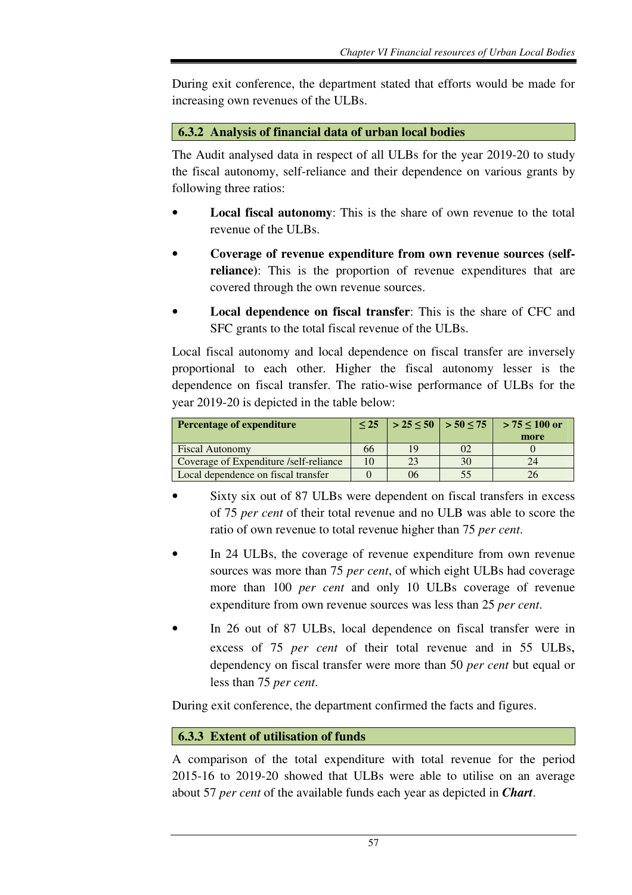During exit conference, the department stated that efforts would be made for increasing own revenues of the ULBs.

### 6.3.2 Analysis of financial data of urban local bodies

The Audit analysed data in respect of all ULBs for the year 2019-20 to study the fiscal autonomy, self-reliance and their dependence on various grants by following three ratios:

- **Local fiscal autonomy**: This is the share of own revenue to the total revenue of the ULBs.
- **Coverage of revenue expenditure from own revenue sources (self-reliance)**: This is the proportion of revenue expenditures that are covered through the own revenue sources.
- **Local dependence on fiscal transfer**: This is the share of CFC and SFC grants to the total fiscal revenue of the ULBs.

Local fiscal autonomy and local dependence on fiscal transfer are inversely proportional to each other. Higher the fiscal autonomy lesser is the dependence on fiscal transfer. The ratio-wise performance of ULBs for the year 2019-20 is depicted in the table below:

| Percentage of expenditure | ≤ 25 | > 25 ≤ 50 | > 50 ≤ 75 | > 75 ≤ 100 or more |
|---|---|---|---|---|
| Fiscal Autonomy | 66 | 19 | 02 | 0 |
| Coverage of Expenditure /self-reliance | 10 | 23 | 30 | 24 |
| Local dependence on fiscal transfer | 0 | 06 | 55 | 26 |

- Sixty six out of 87 ULBs were dependent on fiscal transfers in excess of 75 *per cent* of their total revenue and no ULB was able to score the ratio of own revenue to total revenue higher than 75 *per cent*.
- In 24 ULBs, the coverage of revenue expenditure from own revenue sources was more than 75 *per cent*, of which eight ULBs had coverage more than 100 *per cent* and only 10 ULBs coverage of revenue expenditure from own revenue sources was less than 25 *per cent*.
- In 26 out of 87 ULBs, local dependence on fiscal transfer were in excess of 75 *per cent* of their total revenue and in 55 ULBs, dependency on fiscal transfer were more than 50 *per cent* but equal or less than 75 *per cent*.

During exit conference, the department confirmed the facts and figures.

### 6.3.3 Extent of utilisation of funds

A comparison of the total expenditure with total revenue for the period 2015-16 to 2019-20 showed that ULBs were able to utilise on an average about 57 *per cent* of the available funds each year as depicted in ***Chart***.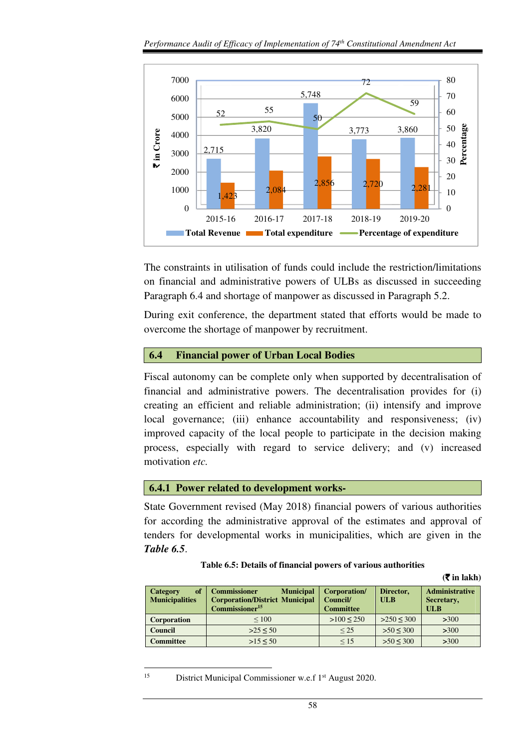| Year | Total Revenue (₹ in Crore) | Total expenditure (₹ in Crore) | Percentage of expenditure |
|---|---|---|---|
| 2015-16 | 2,715 | 1,423 | 52 |
| 2016-17 | 3,820 | 2,084 | 55 |
| 2017-18 | 5,748 | 2,856 | 50 |
| 2018-19 | 3,773 | 2,720 | 72 |
| 2019-20 | 3,860 | 2,281 | 59 |

The constraints in utilisation of funds could include the restriction/limitations on financial and administrative powers of ULBs as discussed in succeeding Paragraph 6.4 and shortage of manpower as discussed in Paragraph 5.2.

During exit conference, the department stated that efforts would be made to overcome the shortage of manpower by recruitment.

## 6.4 Financial power of Urban Local Bodies

Fiscal autonomy can be complete only when supported by decentralisation of financial and administrative powers. The decentralisation provides for (i) creating an efficient and reliable administration; (ii) intensify and improve local governance; (iii) enhance accountability and responsiveness; (iv) improved capacity of the local people to participate in the decision making process, especially with regard to service delivery; and (v) increased motivation *etc.*

### 6.4.1 Power related to development works-

State Government revised (May 2018) financial powers of various authorities for according the administrative approval of the estimates and approval of tenders for developmental works in municipalities, which are given in the ***Table 6.5***.

**Table 6.5: Details of financial powers of various authorities**

**(₹ in lakh)**

| Category of Municipalities | Commissioner Municipal Corporation/District Municipal Commissioner[15] | Corporation/ Council/ Committee | Director, ULB | Administrative Secretary, ULB |
|---|---|---|---|---|
| **Corporation** | ≤ 100 | >100 ≤ 250 | >250 ≤ 300 | >300 |
| **Council** | >25 ≤ 50 | ≤ 25 | >50 ≤ 300 | >300 |
| **Committee** | >15 ≤ 50 | ≤ 15 | >50 ≤ 300 | >300 |

[15] District Municipal Commissioner w.e.f 1st August 2020.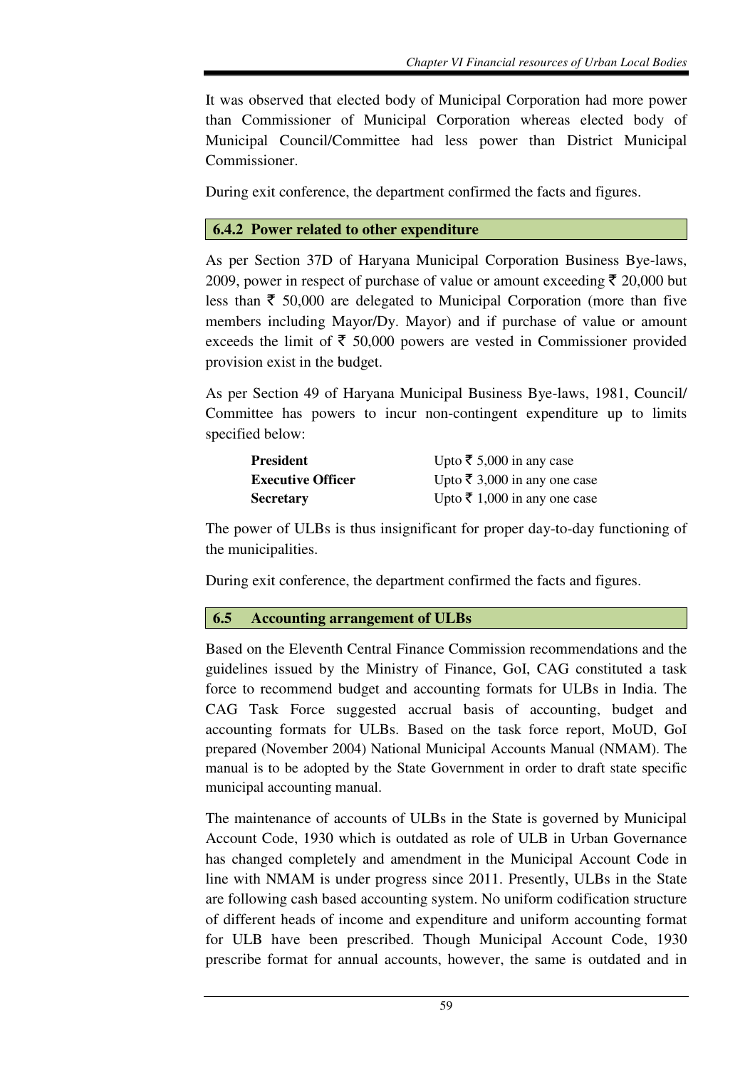It was observed that elected body of Municipal Corporation had more power than Commissioner of Municipal Corporation whereas elected body of Municipal Council/Committee had less power than District Municipal Commissioner.

During exit conference, the department confirmed the facts and figures.

### 6.4.2 Power related to other expenditure

As per Section 37D of Haryana Municipal Corporation Business Bye-laws, 2009, power in respect of purchase of value or amount exceeding ₹ 20,000 but less than ₹ 50,000 are delegated to Municipal Corporation (more than five members including Mayor/Dy. Mayor) and if purchase of value or amount exceeds the limit of ₹ 50,000 powers are vested in Commissioner provided provision exist in the budget.

As per Section 49 of Haryana Municipal Business Bye-laws, 1981, Council/ Committee has powers to incur non-contingent expenditure up to limits specified below:

| | |
|---|---|
| **President** | Upto ₹ 5,000 in any case |
| **Executive Officer** | Upto ₹ 3,000 in any one case |
| **Secretary** | Upto ₹ 1,000 in any one case |

The power of ULBs is thus insignificant for proper day-to-day functioning of the municipalities.

During exit conference, the department confirmed the facts and figures.

## 6.5 Accounting arrangement of ULBs

Based on the Eleventh Central Finance Commission recommendations and the guidelines issued by the Ministry of Finance, GoI, CAG constituted a task force to recommend budget and accounting formats for ULBs in India. The CAG Task Force suggested accrual basis of accounting, budget and accounting formats for ULBs. Based on the task force report, MoUD, GoI prepared (November 2004) National Municipal Accounts Manual (NMAM). The manual is to be adopted by the State Government in order to draft state specific municipal accounting manual.

The maintenance of accounts of ULBs in the State is governed by Municipal Account Code, 1930 which is outdated as role of ULB in Urban Governance has changed completely and amendment in the Municipal Account Code in line with NMAM is under progress since 2011. Presently, ULBs in the State are following cash based accounting system. No uniform codification structure of different heads of income and expenditure and uniform accounting format for ULB have been prescribed. Though Municipal Account Code, 1930 prescribe format for annual accounts, however, the same is outdated and in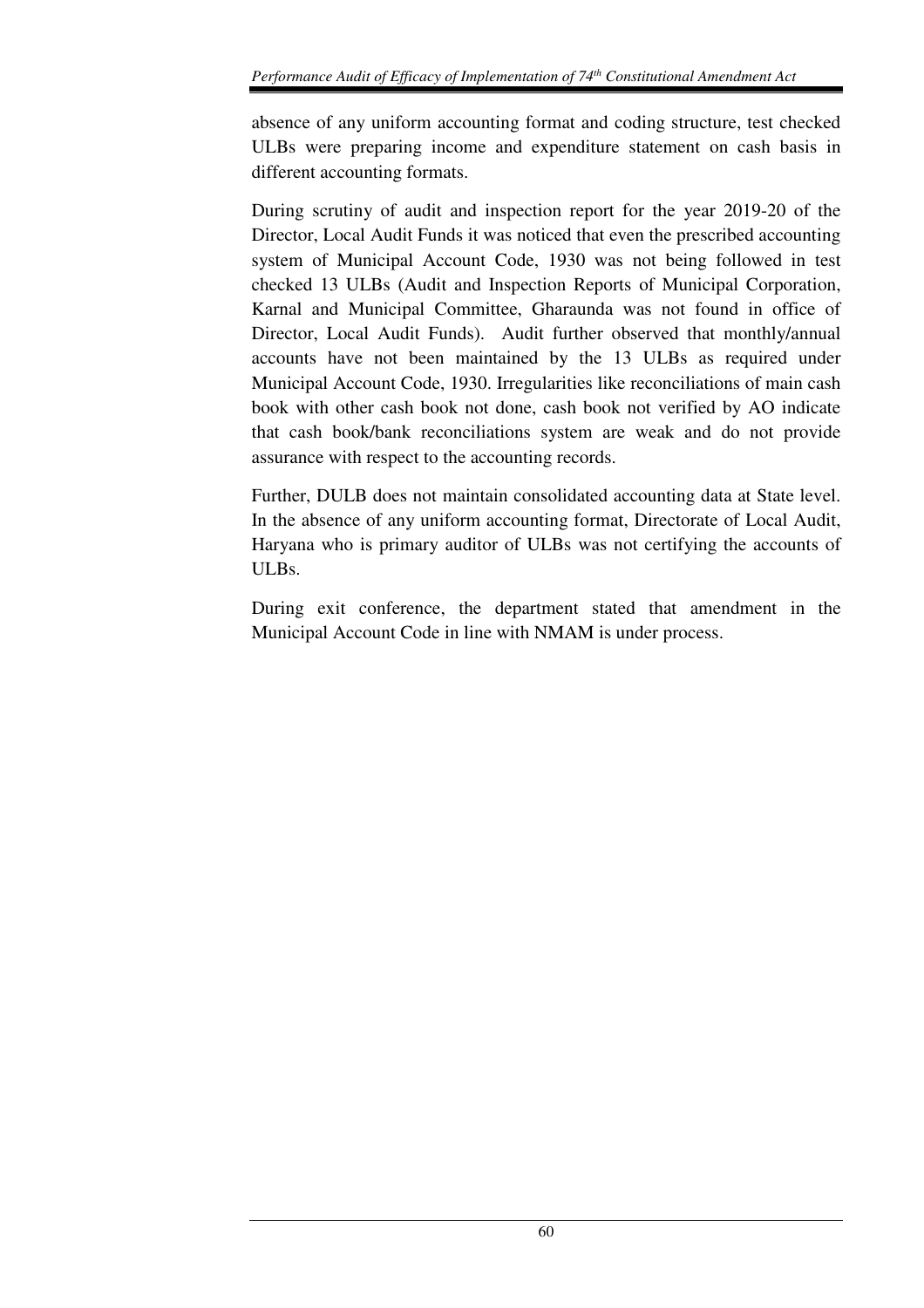absence of any uniform accounting format and coding structure, test checked ULBs were preparing income and expenditure statement on cash basis in different accounting formats.

During scrutiny of audit and inspection report for the year 2019-20 of the Director, Local Audit Funds it was noticed that even the prescribed accounting system of Municipal Account Code, 1930 was not being followed in test checked 13 ULBs (Audit and Inspection Reports of Municipal Corporation, Karnal and Municipal Committee, Gharaunda was not found in office of Director, Local Audit Funds). Audit further observed that monthly/annual accounts have not been maintained by the 13 ULBs as required under Municipal Account Code, 1930. Irregularities like reconciliations of main cash book with other cash book not done, cash book not verified by AO indicate that cash book/bank reconciliations system are weak and do not provide assurance with respect to the accounting records.

Further, DULB does not maintain consolidated accounting data at State level. In the absence of any uniform accounting format, Directorate of Local Audit, Haryana who is primary auditor of ULBs was not certifying the accounts of ULBs.

During exit conference, the department stated that amendment in the Municipal Account Code in line with NMAM is under process.